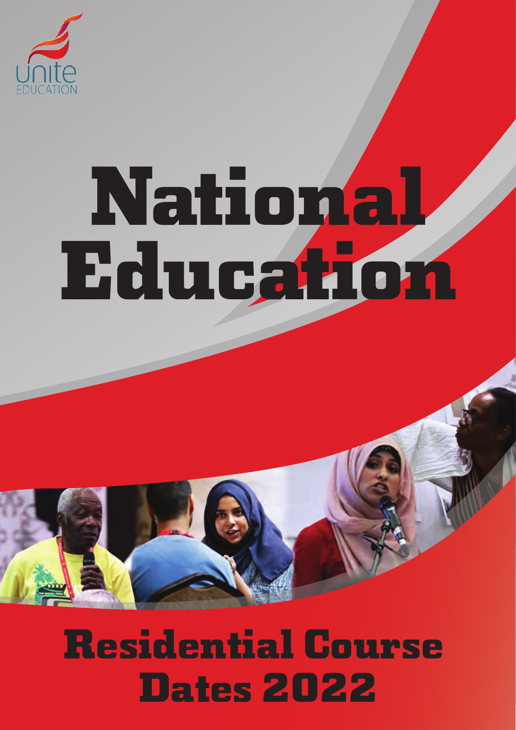unite
EDUCATION

# National Education

## Residential Course Dates 2022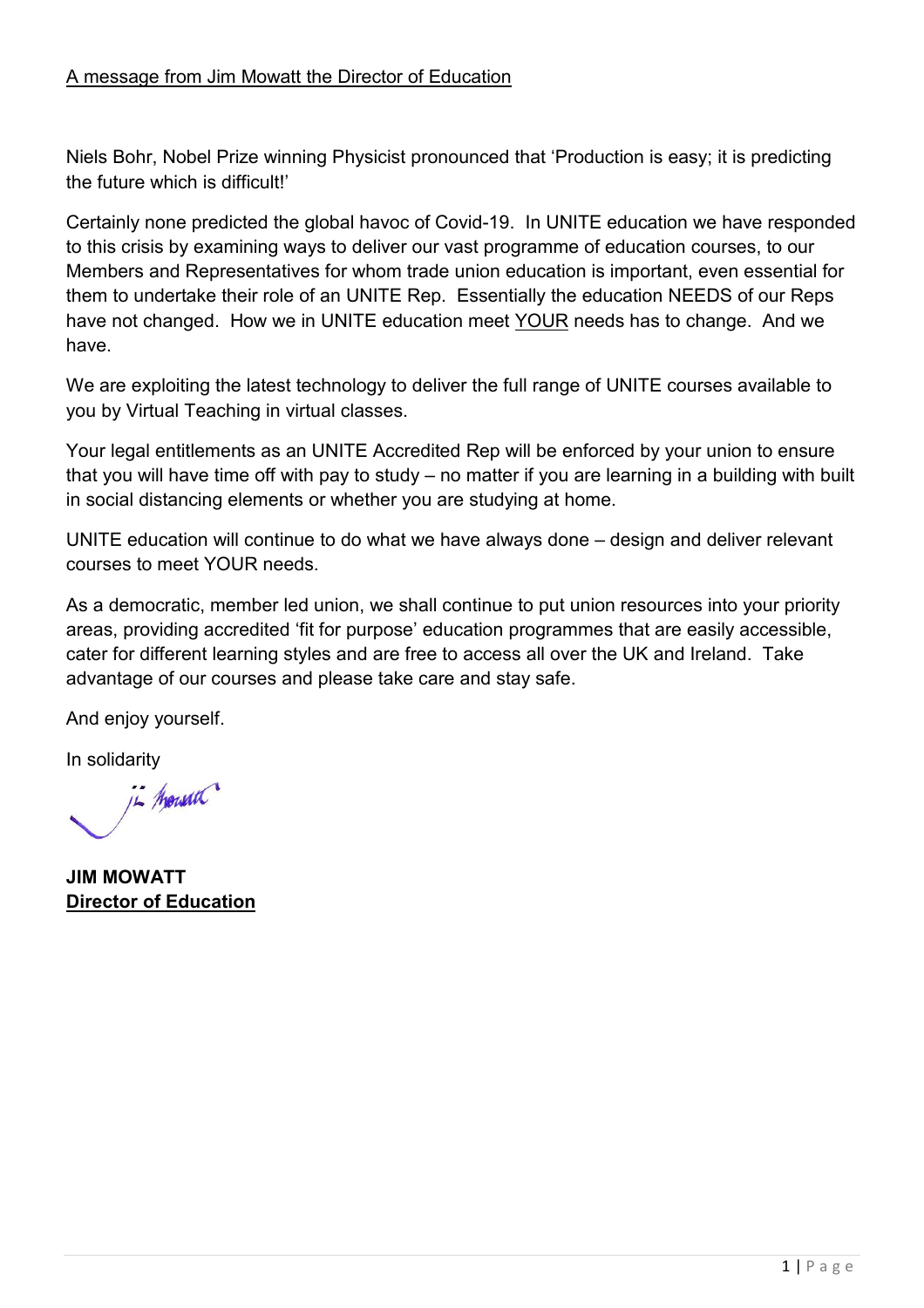A message from Jim Mowatt the Director of Education

Niels Bohr, Nobel Prize winning Physicist pronounced that 'Production is easy; it is predicting the future which is difficult!'

Certainly none predicted the global havoc of Covid-19. In UNITE education we have responded to this crisis by examining ways to deliver our vast programme of education courses, to our Members and Representatives for whom trade union education is important, even essential for them to undertake their role of an UNITE Rep. Essentially the education NEEDS of our Reps have not changed. How we in UNITE education meet YOUR needs has to change. And we have.

We are exploiting the latest technology to deliver the full range of UNITE courses available to you by Virtual Teaching in virtual classes.

Your legal entitlements as an UNITE Accredited Rep will be enforced by your union to ensure that you will have time off with pay to study – no matter if you are learning in a building with built in social distancing elements or whether you are studying at home.

UNITE education will continue to do what we have always done – design and deliver relevant courses to meet YOUR needs.

As a democratic, member led union, we shall continue to put union resources into your priority areas, providing accredited 'fit for purpose' education programmes that are easily accessible, cater for different learning styles and are free to access all over the UK and Ireland. Take advantage of our courses and please take care and stay safe.

And enjoy yourself.

In solidarity

**JIM MOWATT**
**Director of Education**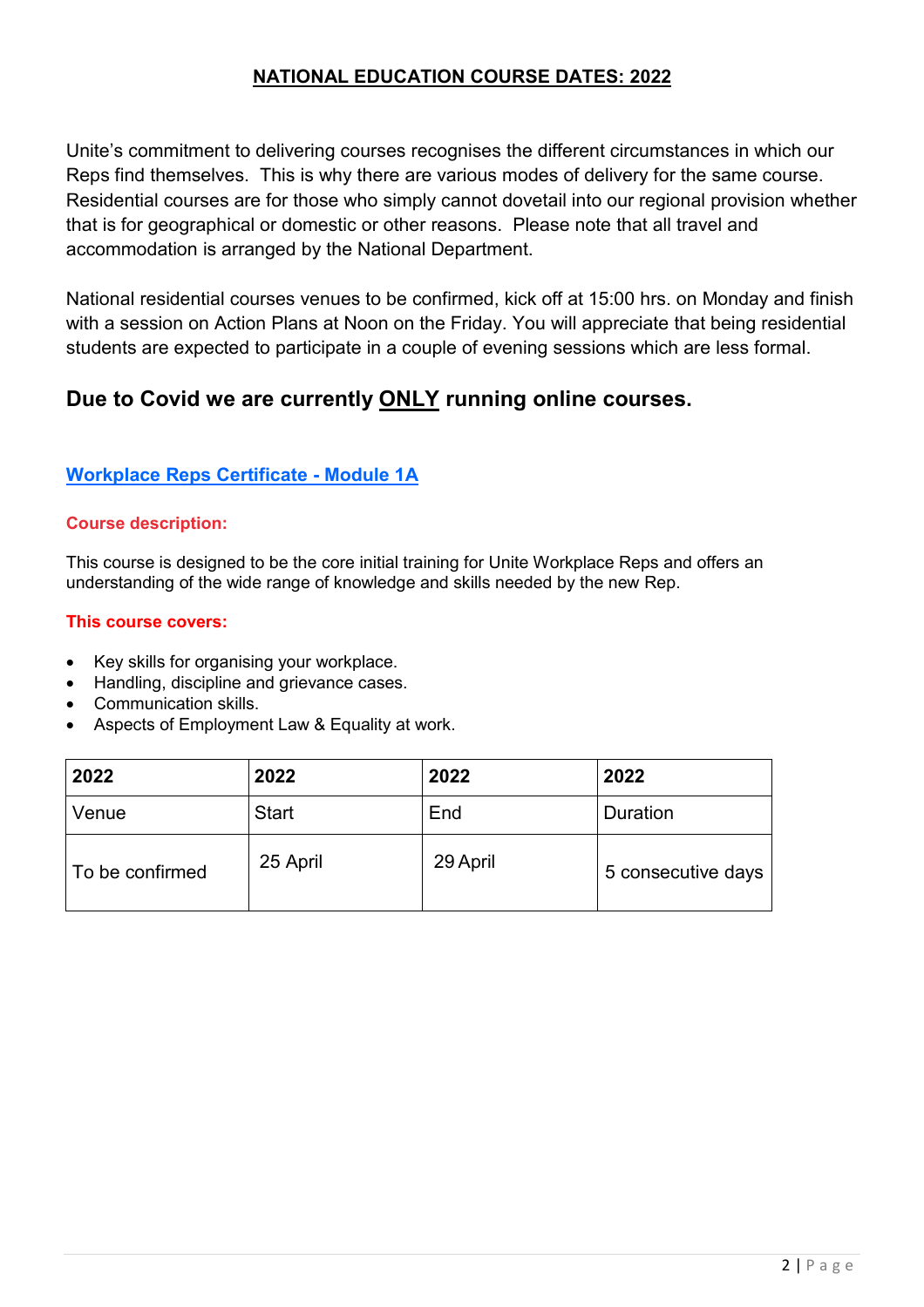# NATIONAL EDUCATION COURSE DATES: 2022

Unite's commitment to delivering courses recognises the different circumstances in which our Reps find themselves. This is why there are various modes of delivery for the same course. Residential courses are for those who simply cannot dovetail into our regional provision whether that is for geographical or domestic or other reasons. Please note that all travel and accommodation is arranged by the National Department.

National residential courses venues to be confirmed, kick off at 15:00 hrs. on Monday and finish with a session on Action Plans at Noon on the Friday. You will appreciate that being residential students are expected to participate in a couple of evening sessions which are less formal.

## Due to Covid we are currently ONLY running online courses.

### Workplace Reps Certificate - Module 1A

**Course description:**

This course is designed to be the core initial training for Unite Workplace Reps and offers an understanding of the wide range of knowledge and skills needed by the new Rep.

**This course covers:**

- Key skills for organising your workplace.
- Handling, discipline and grievance cases.
- Communication skills.
- Aspects of Employment Law & Equality at work.

| 2022 | 2022 | 2022 | 2022 |
|---|---|---|---|
| Venue | Start | End | Duration |
| To be confirmed | 25 April | 29 April | 5 consecutive days |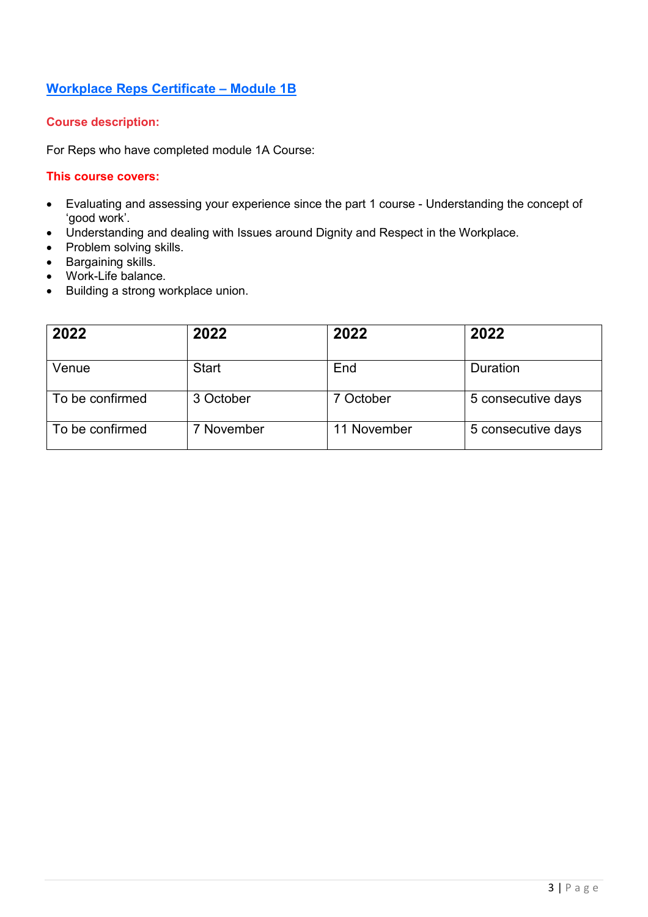## Workplace Reps Certificate – Module 1B

**Course description:**

For Reps who have completed module 1A Course:

**This course covers:**

- Evaluating and assessing your experience since the part 1 course - Understanding the concept of 'good work'.
- Understanding and dealing with Issues around Dignity and Respect in the Workplace.
- Problem solving skills.
- Bargaining skills.
- Work-Life balance.
- Building a strong workplace union.

| 2022 | 2022 | 2022 | 2022 |
|---|---|---|---|
| Venue | Start | End | Duration |
| To be confirmed | 3 October | 7 October | 5 consecutive days |
| To be confirmed | 7 November | 11 November | 5 consecutive days |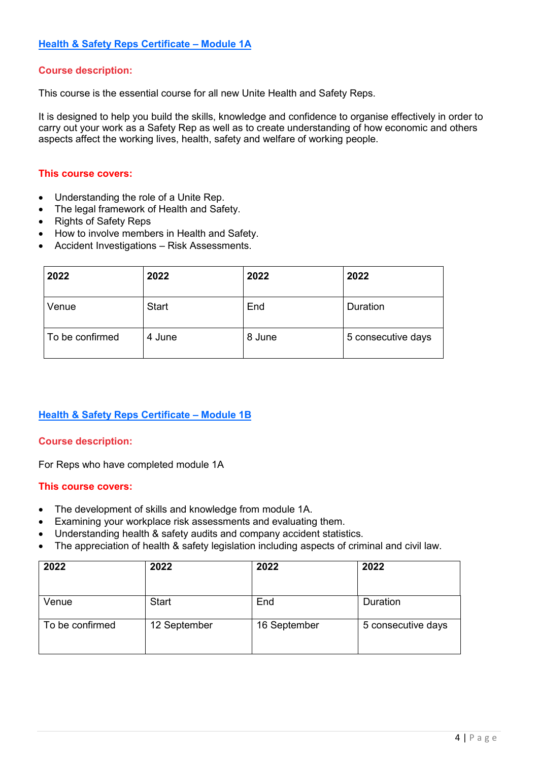## Health & Safety Reps Certificate – Module 1A

**Course description:**

This course is the essential course for all new Unite Health and Safety Reps.

It is designed to help you build the skills, knowledge and confidence to organise effectively in order to carry out your work as a Safety Rep as well as to create understanding of how economic and others aspects affect the working lives, health, safety and welfare of working people.

**This course covers:**

- Understanding the role of a Unite Rep.
- The legal framework of Health and Safety.
- Rights of Safety Reps
- How to involve members in Health and Safety.
- Accident Investigations – Risk Assessments.

| 2022 | 2022 | 2022 | 2022 |
|---|---|---|---|
| Venue | Start | End | Duration |
| To be confirmed | 4 June | 8 June | 5 consecutive days |

## Health & Safety Reps Certificate – Module 1B

**Course description:**

For Reps who have completed module 1A

**This course covers:**

- The development of skills and knowledge from module 1A.
- Examining your workplace risk assessments and evaluating them.
- Understanding health & safety audits and company accident statistics.
- The appreciation of health & safety legislation including aspects of criminal and civil law.

| 2022 | 2022 | 2022 | 2022 |
|---|---|---|---|
| Venue | Start | End | Duration |
| To be confirmed | 12 September | 16 September | 5 consecutive days |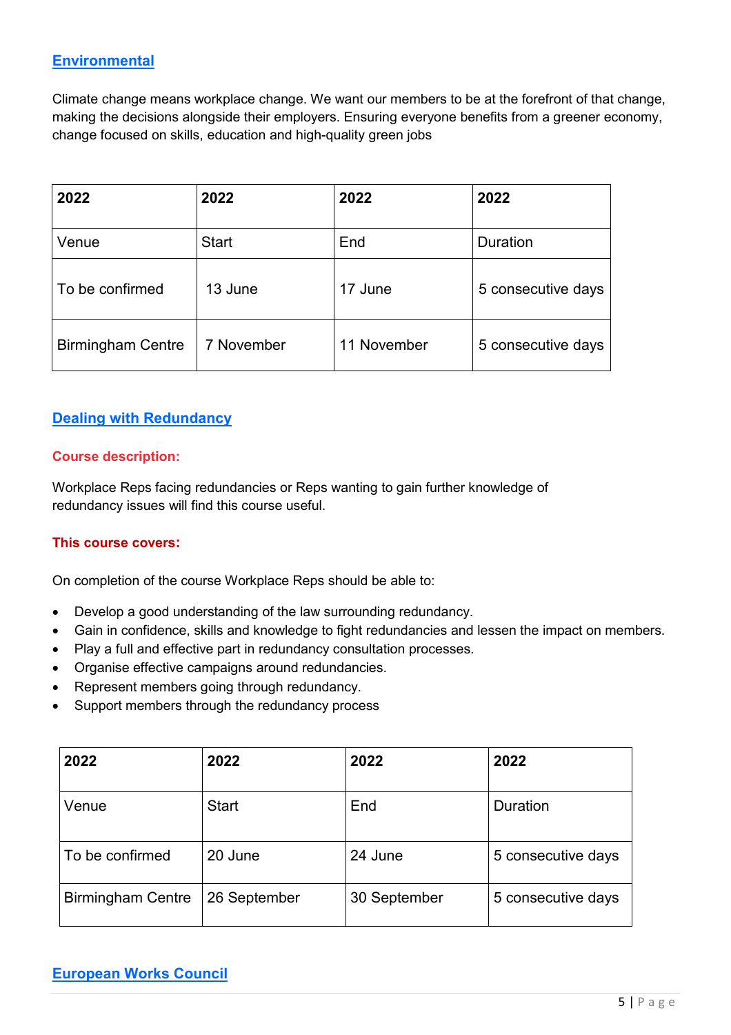## Environmental

Climate change means workplace change. We want our members to be at the forefront of that change, making the decisions alongside their employers. Ensuring everyone benefits from a greener economy, change focused on skills, education and high-quality green jobs

| 2022 | 2022 | 2022 | 2022 |
|---|---|---|---|
| Venue | Start | End | Duration |
| To be confirmed | 13 June | 17 June | 5 consecutive days |
| Birmingham Centre | 7 November | 11 November | 5 consecutive days |

## Dealing with Redundancy

**Course description:**

Workplace Reps facing redundancies or Reps wanting to gain further knowledge of redundancy issues will find this course useful.

**This course covers:**

On completion of the course Workplace Reps should be able to:

- Develop a good understanding of the law surrounding redundancy.
- Gain in confidence, skills and knowledge to fight redundancies and lessen the impact on members.
- Play a full and effective part in redundancy consultation processes.
- Organise effective campaigns around redundancies.
- Represent members going through redundancy.
- Support members through the redundancy process

| 2022 | 2022 | 2022 | 2022 |
|---|---|---|---|
| Venue | Start | End | Duration |
| To be confirmed | 20 June | 24 June | 5 consecutive days |
| Birmingham Centre | 26 September | 30 September | 5 consecutive days |

## European Works Council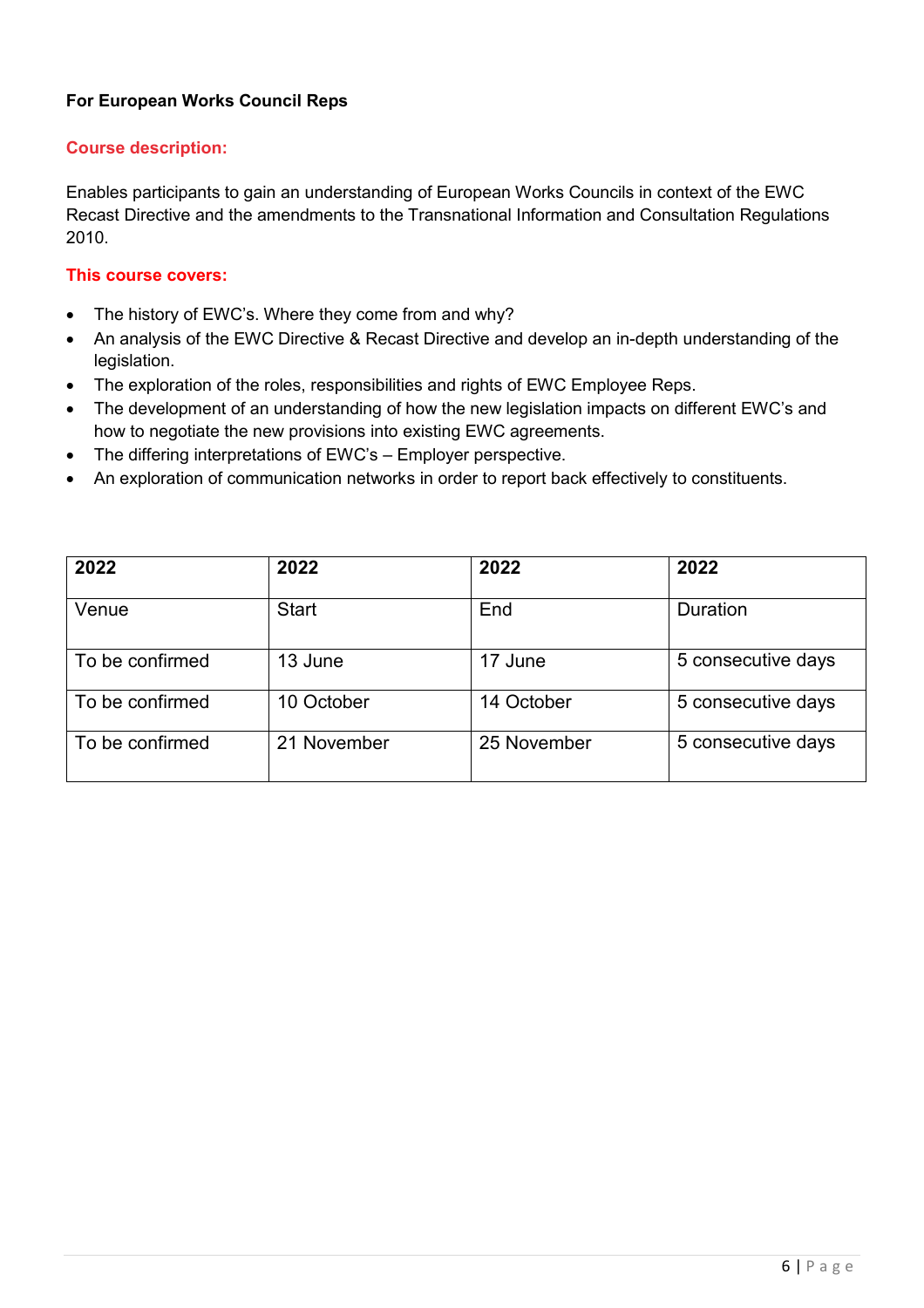**For European Works Council Reps**

**Course description:**

Enables participants to gain an understanding of European Works Councils in context of the EWC Recast Directive and the amendments to the Transnational Information and Consultation Regulations 2010.

**This course covers:**

- The history of EWC's. Where they come from and why?
- An analysis of the EWC Directive & Recast Directive and develop an in-depth understanding of the legislation.
- The exploration of the roles, responsibilities and rights of EWC Employee Reps.
- The development of an understanding of how the new legislation impacts on different EWC's and how to negotiate the new provisions into existing EWC agreements.
- The differing interpretations of EWC's – Employer perspective.
- An exploration of communication networks in order to report back effectively to constituents.

| 2022 | 2022 | 2022 | 2022 |
|---|---|---|---|
| Venue | Start | End | Duration |
| To be confirmed | 13 June | 17 June | 5 consecutive days |
| To be confirmed | 10 October | 14 October | 5 consecutive days |
| To be confirmed | 21 November | 25 November | 5 consecutive days |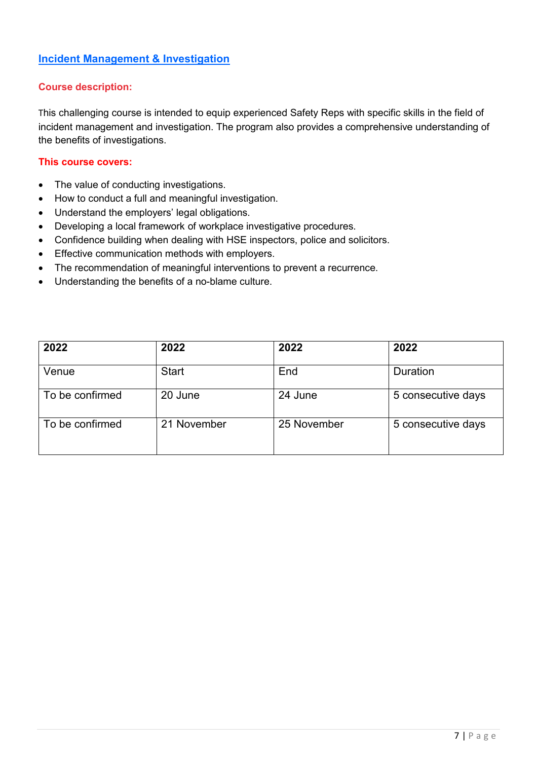## Incident Management & Investigation

**Course description:**

This challenging course is intended to equip experienced Safety Reps with specific skills in the field of incident management and investigation. The program also provides a comprehensive understanding of the benefits of investigations.

**This course covers:**

- The value of conducting investigations.
- How to conduct a full and meaningful investigation.
- Understand the employers' legal obligations.
- Developing a local framework of workplace investigative procedures.
- Confidence building when dealing with HSE inspectors, police and solicitors.
- Effective communication methods with employers.
- The recommendation of meaningful interventions to prevent a recurrence.
- Understanding the benefits of a no-blame culture.

| 2022 | 2022 | 2022 | 2022 |
|---|---|---|---|
| Venue | Start | End | Duration |
| To be confirmed | 20 June | 24 June | 5 consecutive days |
| To be confirmed | 21 November | 25 November | 5 consecutive days |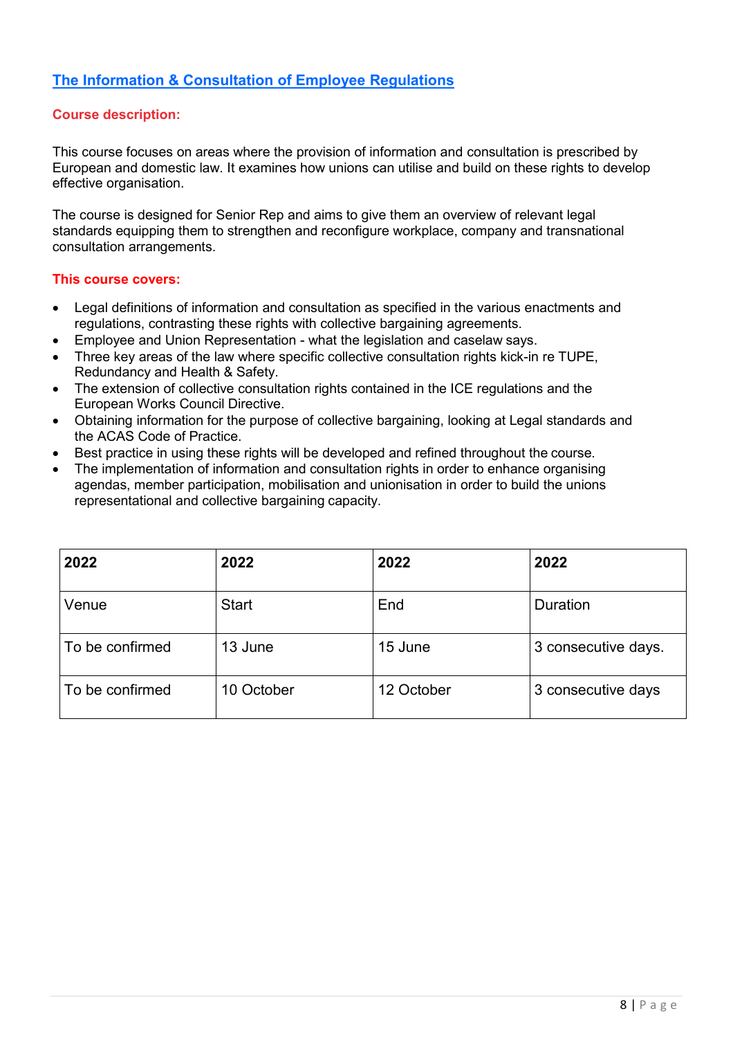## The Information & Consultation of Employee Regulations

**Course description:**

This course focuses on areas where the provision of information and consultation is prescribed by European and domestic law. It examines how unions can utilise and build on these rights to develop effective organisation.

The course is designed for Senior Rep and aims to give them an overview of relevant legal standards equipping them to strengthen and reconfigure workplace, company and transnational consultation arrangements.

**This course covers:**

- Legal definitions of information and consultation as specified in the various enactments and regulations, contrasting these rights with collective bargaining agreements.
- Employee and Union Representation - what the legislation and caselaw says.
- Three key areas of the law where specific collective consultation rights kick-in re TUPE, Redundancy and Health & Safety.
- The extension of collective consultation rights contained in the ICE regulations and the European Works Council Directive.
- Obtaining information for the purpose of collective bargaining, looking at Legal standards and the ACAS Code of Practice.
- Best practice in using these rights will be developed and refined throughout the course.
- The implementation of information and consultation rights in order to enhance organising agendas, member participation, mobilisation and unionisation in order to build the unions representational and collective bargaining capacity.

| **2022** | **2022** | **2022** | **2022** |
|---|---|---|---|
| Venue | Start | End | Duration |
| To be confirmed | 13 June | 15 June | 3 consecutive days. |
| To be confirmed | 10 October | 12 October | 3 consecutive days |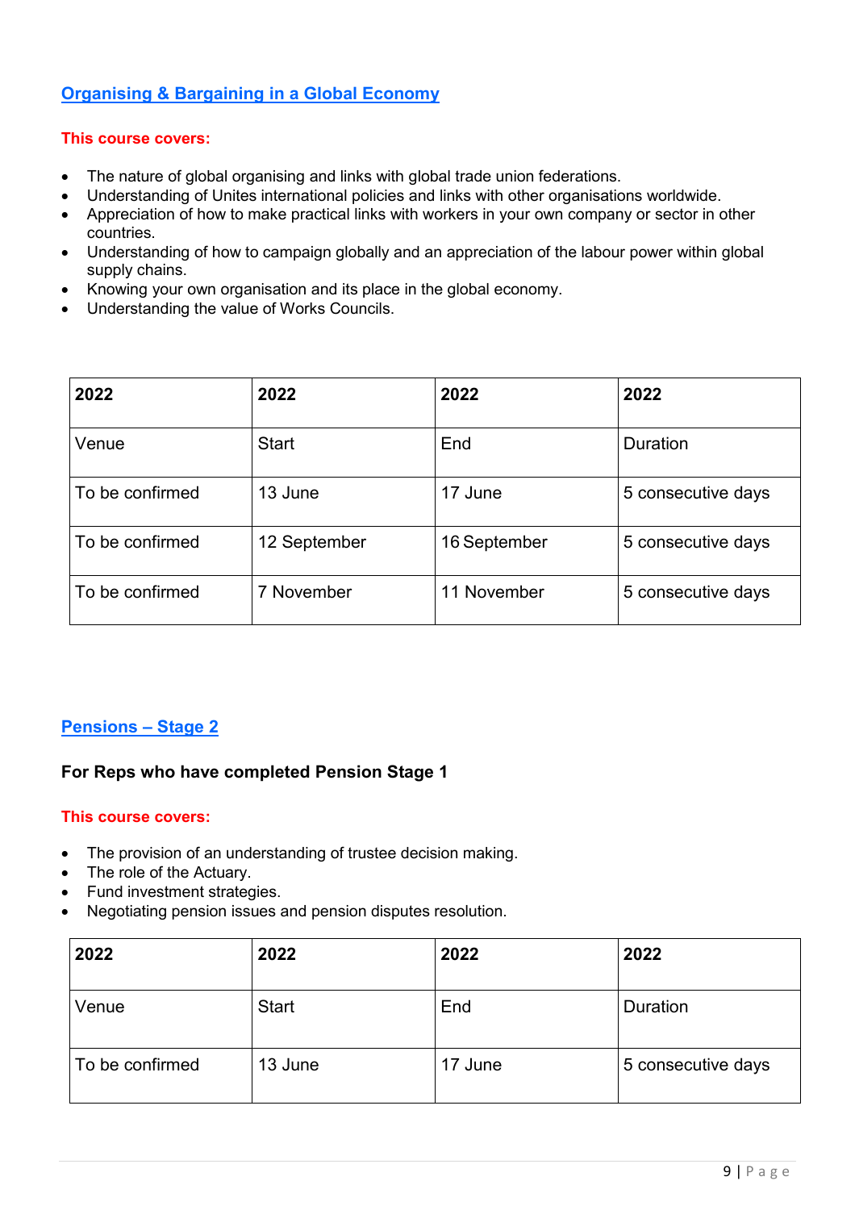## Organising & Bargaining in a Global Economy

**This course covers:**

- The nature of global organising and links with global trade union federations.
- Understanding of Unites international policies and links with other organisations worldwide.
- Appreciation of how to make practical links with workers in your own company or sector in other countries.
- Understanding of how to campaign globally and an appreciation of the labour power within global supply chains.
- Knowing your own organisation and its place in the global economy.
- Understanding the value of Works Councils.

| 2022 | 2022 | 2022 | 2022 |
|---|---|---|---|
| Venue | Start | End | Duration |
| To be confirmed | 13 June | 17 June | 5 consecutive days |
| To be confirmed | 12 September | 16 September | 5 consecutive days |
| To be confirmed | 7 November | 11 November | 5 consecutive days |

## Pensions – Stage 2

**For Reps who have completed Pension Stage 1**

**This course covers:**

- The provision of an understanding of trustee decision making.
- The role of the Actuary.
- Fund investment strategies.
- Negotiating pension issues and pension disputes resolution.

| 2022 | 2022 | 2022 | 2022 |
|---|---|---|---|
| Venue | Start | End | Duration |
| To be confirmed | 13 June | 17 June | 5 consecutive days |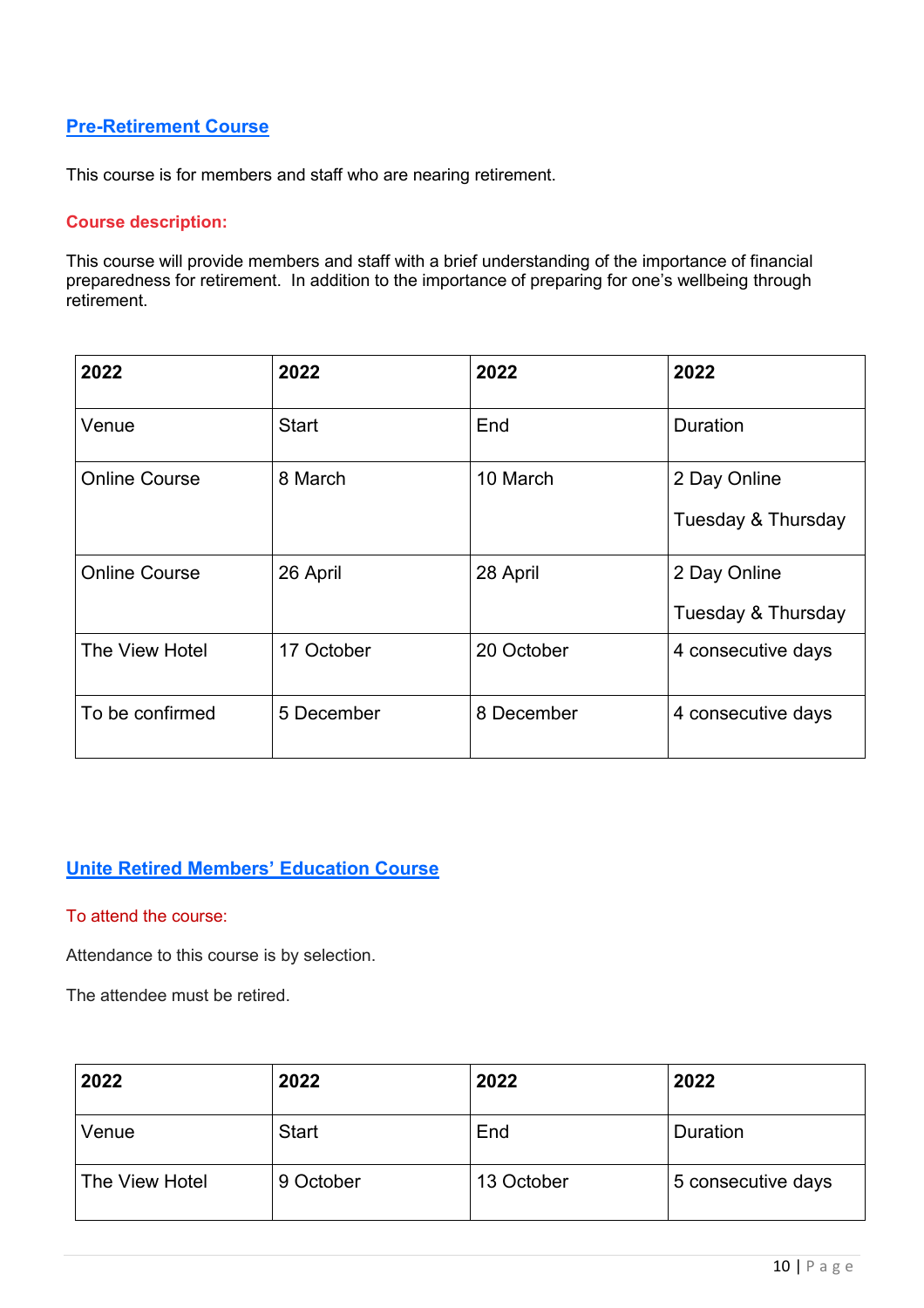## Pre-Retirement Course

This course is for members and staff who are nearing retirement.

**Course description:**

This course will provide members and staff with a brief understanding of the importance of financial preparedness for retirement. In addition to the importance of preparing for one's wellbeing through retirement.

| 2022 | 2022 | 2022 | 2022 |
|---|---|---|---|
| Venue | Start | End | Duration |
| Online Course | 8 March | 10 March | 2 Day Online<br><br>Tuesday & Thursday |
| Online Course | 26 April | 28 April | 2 Day Online<br><br>Tuesday & Thursday |
| The View Hotel | 17 October | 20 October | 4 consecutive days |
| To be confirmed | 5 December | 8 December | 4 consecutive days |

## Unite Retired Members' Education Course

To attend the course:

Attendance to this course is by selection.

The attendee must be retired.

| 2022 | 2022 | 2022 | 2022 |
|---|---|---|---|
| Venue | Start | End | Duration |
| The View Hotel | 9 October | 13 October | 5 consecutive days |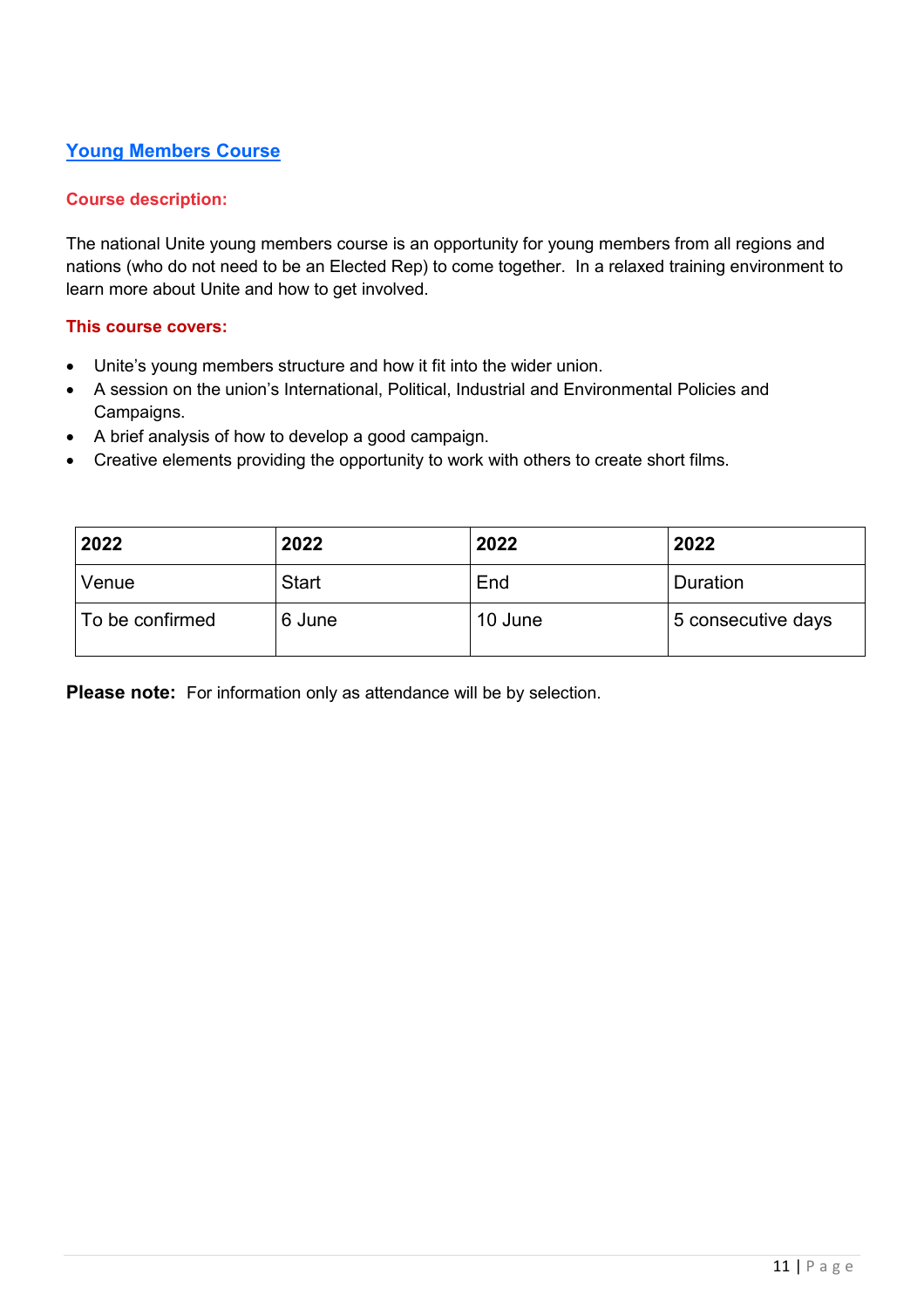## Young Members Course

**Course description:**

The national Unite young members course is an opportunity for young members from all regions and nations (who do not need to be an Elected Rep) to come together. In a relaxed training environment to learn more about Unite and how to get involved.

**This course covers:**

- Unite's young members structure and how it fit into the wider union.
- A session on the union's International, Political, Industrial and Environmental Policies and Campaigns.
- A brief analysis of how to develop a good campaign.
- Creative elements providing the opportunity to work with others to create short films.

| 2022 | 2022 | 2022 | 2022 |
|---|---|---|---|
| Venue | Start | End | Duration |
| To be confirmed | 6 June | 10 June | 5 consecutive days |

**Please note:** For information only as attendance will be by selection.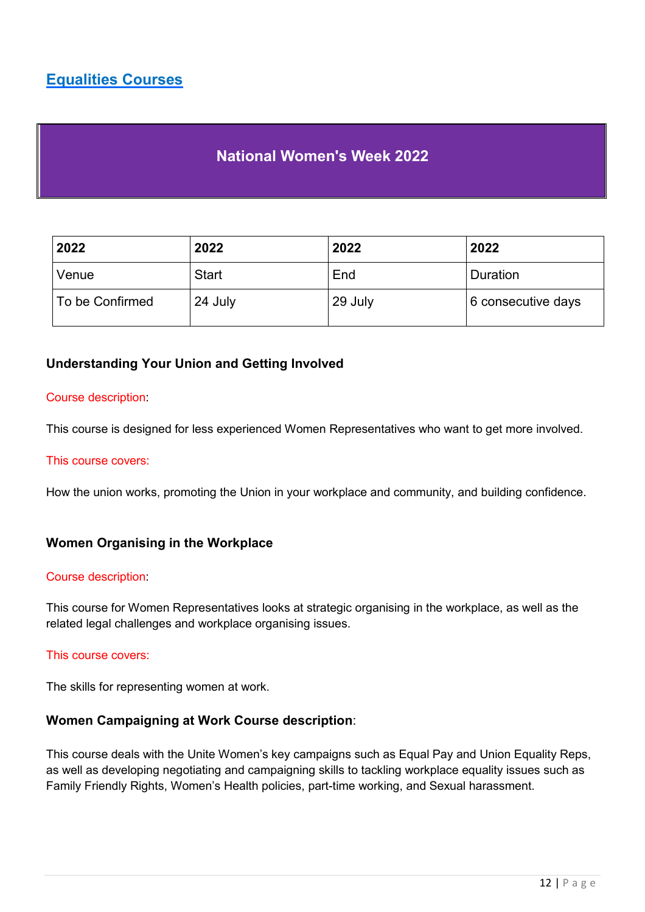## Equalities Courses

# National Women's Week 2022

| 2022 | 2022 | 2022 | 2022 |
|---|---|---|---|
| Venue | Start | End | Duration |
| To be Confirmed | 24 July | 29 July | 6 consecutive days |

### Understanding Your Union and Getting Involved

Course description:

This course is designed for less experienced Women Representatives who want to get more involved.

This course covers:

How the union works, promoting the Union in your workplace and community, and building confidence.

### Women Organising in the Workplace

Course description:

This course for Women Representatives looks at strategic organising in the workplace, as well as the related legal challenges and workplace organising issues.

This course covers:

The skills for representing women at work.

### Women Campaigning at Work Course description:

This course deals with the Unite Women's key campaigns such as Equal Pay and Union Equality Reps, as well as developing negotiating and campaigning skills to tackling workplace equality issues such as Family Friendly Rights, Women's Health policies, part-time working, and Sexual harassment.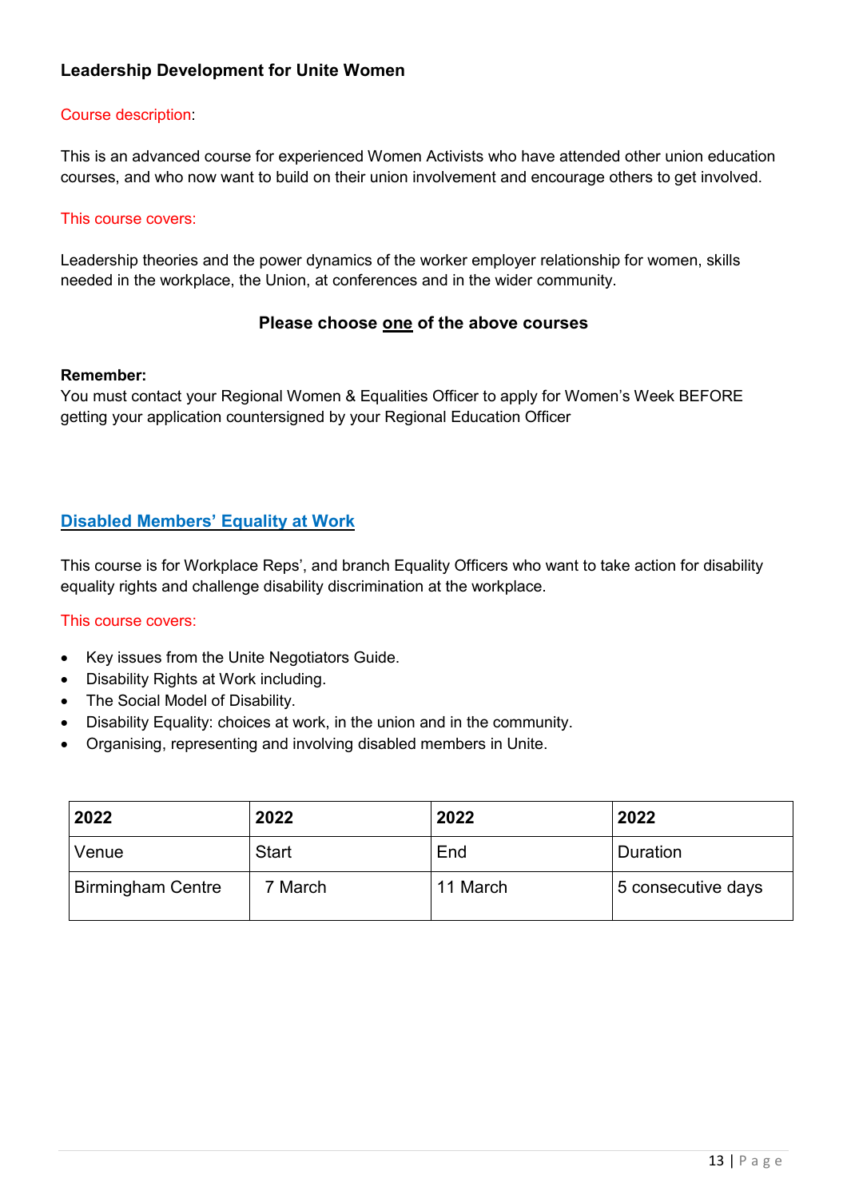### Leadership Development for Unite Women

Course description:

This is an advanced course for experienced Women Activists who have attended other union education courses, and who now want to build on their union involvement and encourage others to get involved.

This course covers:

Leadership theories and the power dynamics of the worker employer relationship for women, skills needed in the workplace, the Union, at conferences and in the wider community.

**Please choose one of the above courses**

**Remember:**
You must contact your Regional Women & Equalities Officer to apply for Women's Week BEFORE getting your application countersigned by your Regional Education Officer

### Disabled Members' Equality at Work

This course is for Workplace Reps', and branch Equality Officers who want to take action for disability equality rights and challenge disability discrimination at the workplace.

This course covers:

- Key issues from the Unite Negotiators Guide.
- Disability Rights at Work including.
- The Social Model of Disability.
- Disability Equality: choices at work, in the union and in the community.
- Organising, representing and involving disabled members in Unite.

| 2022 | 2022 | 2022 | 2022 |
|---|---|---|---|
| Venue | Start | End | Duration |
| Birmingham Centre | 7 March | 11 March | 5 consecutive days |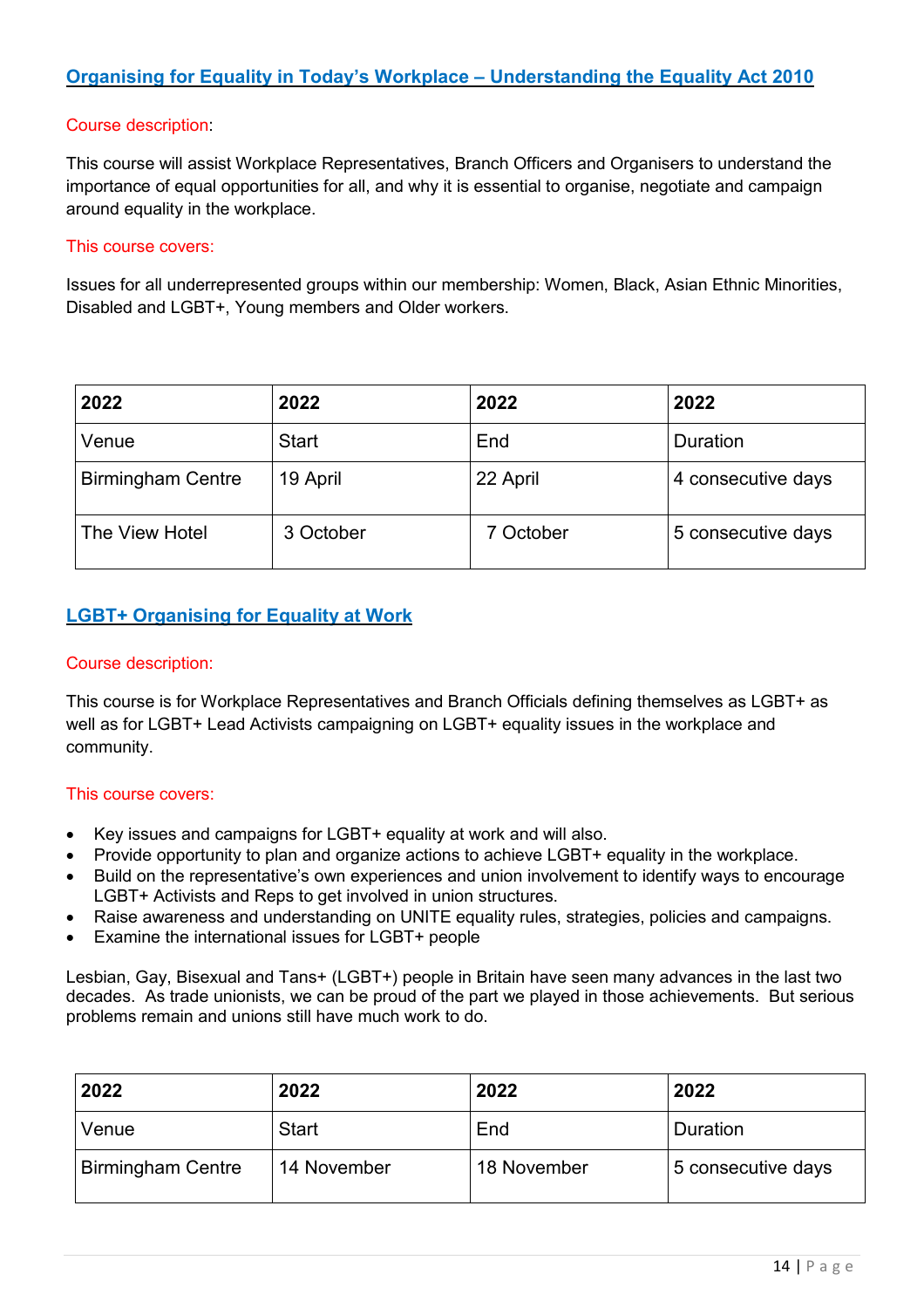## Organising for Equality in Today's Workplace – Understanding the Equality Act 2010

Course description:

This course will assist Workplace Representatives, Branch Officers and Organisers to understand the importance of equal opportunities for all, and why it is essential to organise, negotiate and campaign around equality in the workplace.

This course covers:

Issues for all underrepresented groups within our membership: Women, Black, Asian Ethnic Minorities, Disabled and LGBT+, Young members and Older workers.

| 2022 | 2022 | 2022 | 2022 |
|---|---|---|---|
| Venue | Start | End | Duration |
| Birmingham Centre | 19 April | 22 April | 4 consecutive days |
| The View Hotel | 3 October | 7 October | 5 consecutive days |

## LGBT+ Organising for Equality at Work

Course description:

This course is for Workplace Representatives and Branch Officials defining themselves as LGBT+ as well as for LGBT+ Lead Activists campaigning on LGBT+ equality issues in the workplace and community.

This course covers:

- Key issues and campaigns for LGBT+ equality at work and will also.
- Provide opportunity to plan and organize actions to achieve LGBT+ equality in the workplace.
- Build on the representative's own experiences and union involvement to identify ways to encourage LGBT+ Activists and Reps to get involved in union structures.
- Raise awareness and understanding on UNITE equality rules, strategies, policies and campaigns.
- Examine the international issues for LGBT+ people

Lesbian, Gay, Bisexual and Tans+ (LGBT+) people in Britain have seen many advances in the last two decades. As trade unionists, we can be proud of the part we played in those achievements. But serious problems remain and unions still have much work to do.

| 2022 | 2022 | 2022 | 2022 |
|---|---|---|---|
| Venue | Start | End | Duration |
| Birmingham Centre | 14 November | 18 November | 5 consecutive days |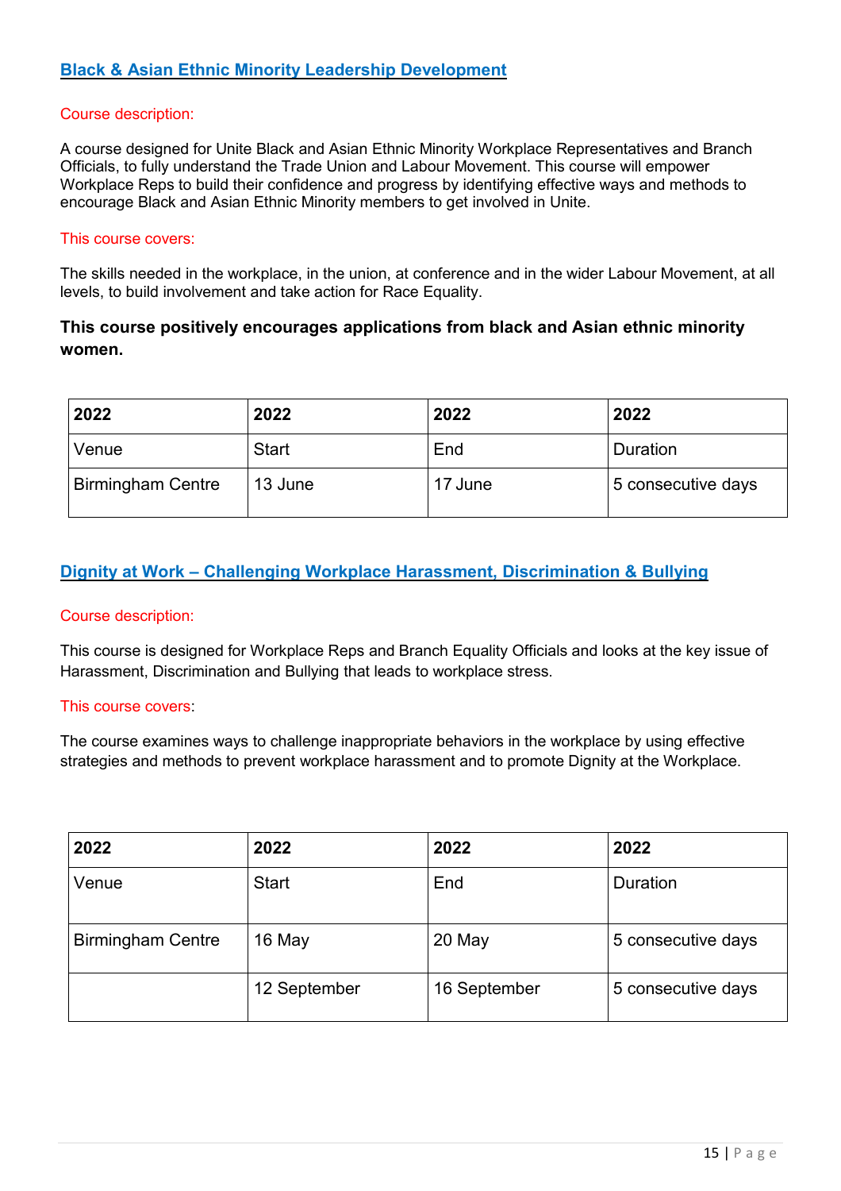## Black & Asian Ethnic Minority Leadership Development

Course description:

A course designed for Unite Black and Asian Ethnic Minority Workplace Representatives and Branch Officials, to fully understand the Trade Union and Labour Movement. This course will empower Workplace Reps to build their confidence and progress by identifying effective ways and methods to encourage Black and Asian Ethnic Minority members to get involved in Unite.

This course covers:

The skills needed in the workplace, in the union, at conference and in the wider Labour Movement, at all levels, to build involvement and take action for Race Equality.

**This course positively encourages applications from black and Asian ethnic minority women.**

| 2022 | 2022 | 2022 | 2022 |
|---|---|---|---|
| Venue | Start | End | Duration |
| Birmingham Centre | 13 June | 17 June | 5 consecutive days |

## Dignity at Work – Challenging Workplace Harassment, Discrimination & Bullying

Course description:

This course is designed for Workplace Reps and Branch Equality Officials and looks at the key issue of Harassment, Discrimination and Bullying that leads to workplace stress.

This course covers:

The course examines ways to challenge inappropriate behaviors in the workplace by using effective strategies and methods to prevent workplace harassment and to promote Dignity at the Workplace.

| 2022 | 2022 | 2022 | 2022 |
|---|---|---|---|
| Venue | Start | End | Duration |
| Birmingham Centre | 16 May | 20 May | 5 consecutive days |
| | 12 September | 16 September | 5 consecutive days |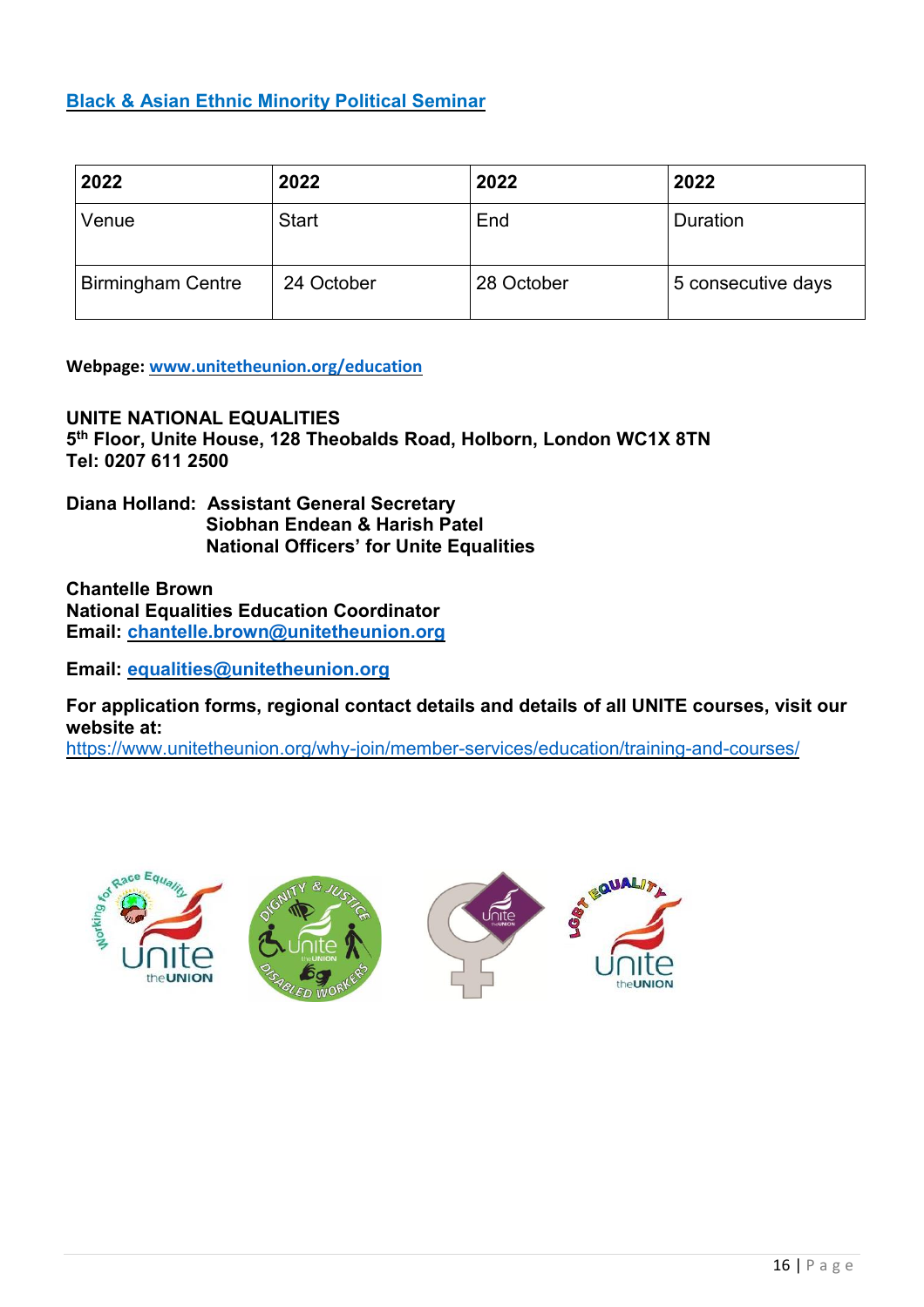## [Black & Asian Ethnic Minority Political Seminar](#)

| 2022 | 2022 | 2022 | 2022 |
|---|---|---|---|
| Venue | Start | End | Duration |
| Birmingham Centre | 24 October | 28 October | 5 consecutive days |

**Webpage: [www.unitetheunion.org/education](http://www.unitetheunion.org/education)**

**UNITE NATIONAL EQUALITIES**
**5th Floor, Unite House, 128 Theobalds Road, Holborn, London WC1X 8TN**
**Tel: 0207 611 2500**

**Diana Holland: Assistant General Secretary**
**Siobhan Endean & Harish Patel**
**National Officers' for Unite Equalities**

**Chantelle Brown**
**National Equalities Education Coordinator**
**Email: [chantelle.brown@unitetheunion.org](mailto:chantelle.brown@unitetheunion.org)**

**Email: [equalities@unitetheunion.org](mailto:equalities@unitetheunion.org)**

**For application forms, regional contact details and details of all UNITE courses, visit our website at:**
[https://www.unitetheunion.org/why-join/member-services/education/training-and-courses/](https://www.unitetheunion.org/why-join/member-services/education/training-and-courses/)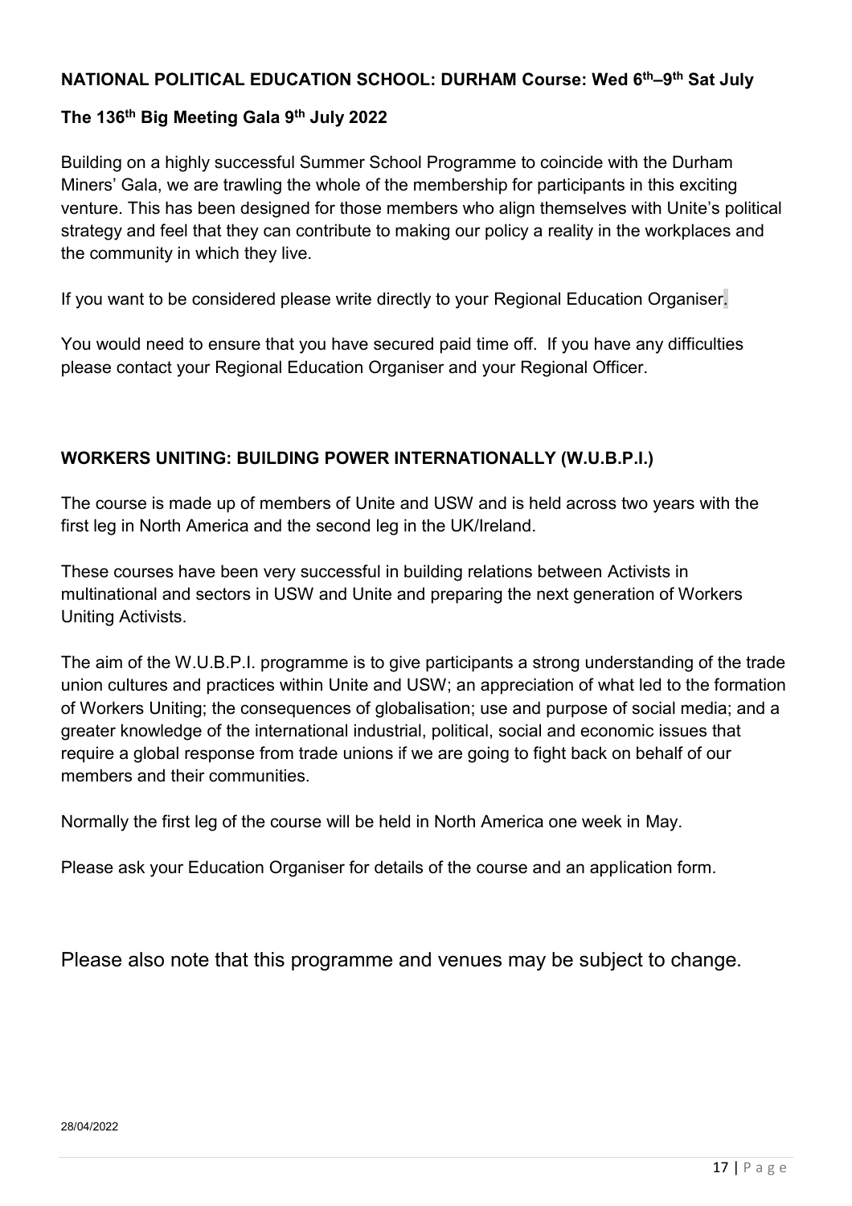**NATIONAL POLITICAL EDUCATION SCHOOL: DURHAM Course: Wed 6th–9th Sat July**

**The 136th Big Meeting Gala 9th July 2022**

Building on a highly successful Summer School Programme to coincide with the Durham Miners' Gala, we are trawling the whole of the membership for participants in this exciting venture. This has been designed for those members who align themselves with Unite's political strategy and feel that they can contribute to making our policy a reality in the workplaces and the community in which they live.

If you want to be considered please write directly to your Regional Education Organiser.

You would need to ensure that you have secured paid time off. If you have any difficulties please contact your Regional Education Organiser and your Regional Officer.

**WORKERS UNITING: BUILDING POWER INTERNATIONALLY (W.U.B.P.I.)**

The course is made up of members of Unite and USW and is held across two years with the first leg in North America and the second leg in the UK/Ireland.

These courses have been very successful in building relations between Activists in multinational and sectors in USW and Unite and preparing the next generation of Workers Uniting Activists.

The aim of the W.U.B.P.I. programme is to give participants a strong understanding of the trade union cultures and practices within Unite and USW; an appreciation of what led to the formation of Workers Uniting; the consequences of globalisation; use and purpose of social media; and a greater knowledge of the international industrial, political, social and economic issues that require a global response from trade unions if we are going to fight back on behalf of our members and their communities.

Normally the first leg of the course will be held in North America one week in May.

Please ask your Education Organiser for details of the course and an application form.

Please also note that this programme and venues may be subject to change.